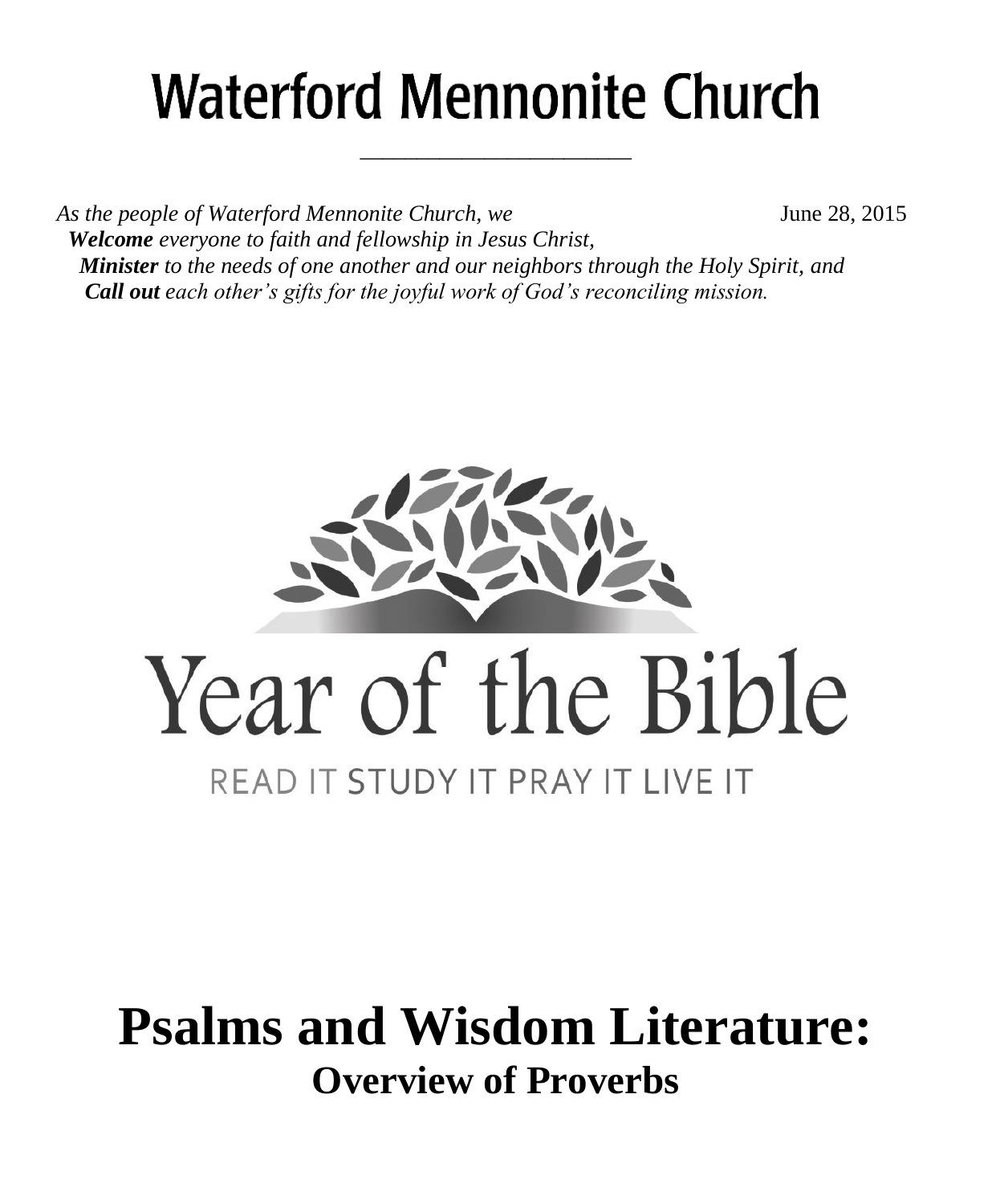# Waterford Mennonite Church

*As the people of Waterford Mennonite Church, we* June 28, 2015
***Welcome** everyone to faith and fellowship in Jesus Christ,*
***Minister** to the needs of one another and our neighbors through the Holy Spirit, and*
***Call out** each other's gifts for the joyful work of God's reconciling mission.*

Year of the Bible

READ IT STUDY IT PRAY IT LIVE IT

# Psalms and Wisdom Literature:
## Overview of Proverbs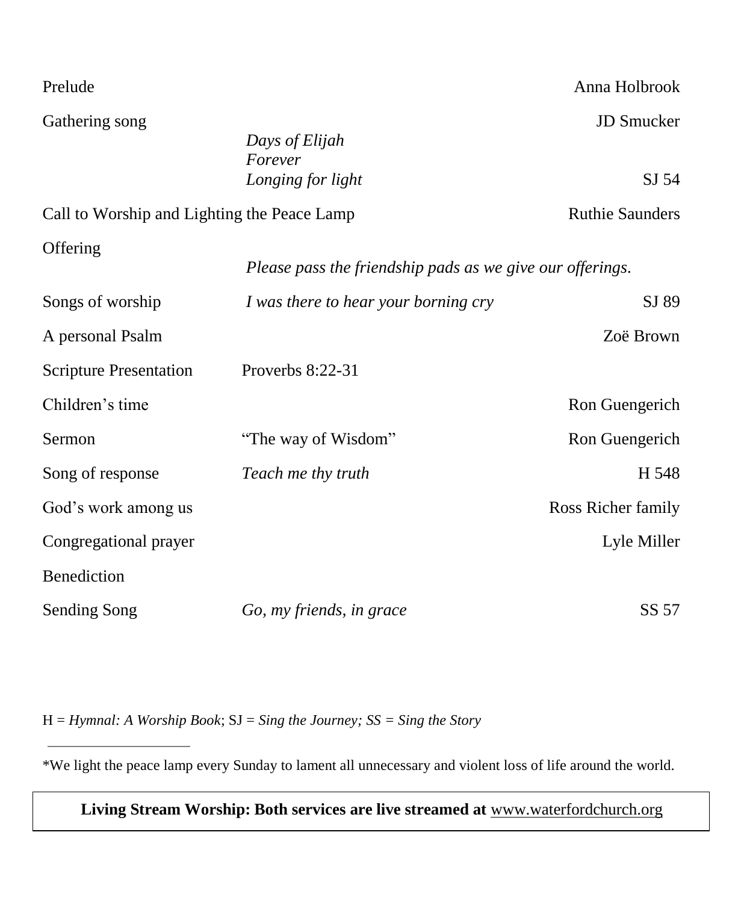| | | |
|---|---|---|
| Prelude | | Anna Holbrook |
| Gathering song | *Days of Elijah* | JD Smucker |
| | *Forever* | |
| | *Longing for light* | SJ 54 |
| Call to Worship and Lighting the Peace Lamp | | Ruthie Saunders |
| Offering | *Please pass the friendship pads as we give our offerings.* | |
| Songs of worship | *I was there to hear your borning cry* | SJ 89 |
| A personal Psalm | | Zoë Brown |
| Scripture Presentation | Proverbs 8:22-31 | |
| Children's time | | Ron Guengerich |
| Sermon | "The way of Wisdom" | Ron Guengerich |
| Song of response | *Teach me thy truth* | H 548 |
| God's work among us | | Ross Richer family |
| Congregational prayer | | Lyle Miller |
| Benediction | | |
| Sending Song | *Go, my friends, in grace* | SS 57 |

H = *Hymnal: A Worship Book*; SJ = *Sing the Journey; SS = Sing the Story*

---

*We light the peace lamp every Sunday to lament all unnecessary and violent loss of life around the world.

**Living Stream Worship: Both services are live streamed at** www.waterfordchurch.org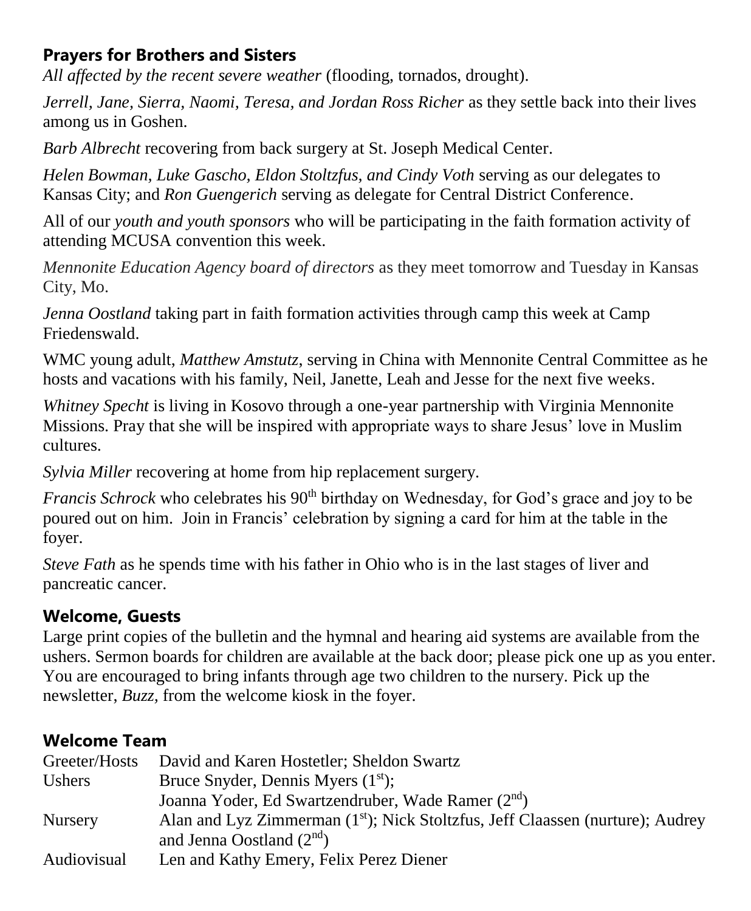## Prayers for Brothers and Sisters

*All affected by the recent severe weather* (flooding, tornados, drought).

*Jerrell, Jane, Sierra, Naomi, Teresa, and Jordan Ross Richer* as they settle back into their lives among us in Goshen.

*Barb Albrecht* recovering from back surgery at St. Joseph Medical Center.

*Helen Bowman, Luke Gascho, Eldon Stoltzfus, and Cindy Voth* serving as our delegates to Kansas City; and *Ron Guengerich* serving as delegate for Central District Conference.

All of our *youth and youth sponsors* who will be participating in the faith formation activity of attending MCUSA convention this week.

*Mennonite Education Agency board of directors* as they meet tomorrow and Tuesday in Kansas City, Mo.

*Jenna Oostland* taking part in faith formation activities through camp this week at Camp Friedenswald.

WMC young adult, *Matthew Amstutz*, serving in China with Mennonite Central Committee as he hosts and vacations with his family, Neil, Janette, Leah and Jesse for the next five weeks.

*Whitney Specht* is living in Kosovo through a one-year partnership with Virginia Mennonite Missions. Pray that she will be inspired with appropriate ways to share Jesus' love in Muslim cultures.

*Sylvia Miller* recovering at home from hip replacement surgery.

*Francis Schrock* who celebrates his 90th birthday on Wednesday, for God's grace and joy to be poured out on him. Join in Francis' celebration by signing a card for him at the table in the foyer.

*Steve Fath* as he spends time with his father in Ohio who is in the last stages of liver and pancreatic cancer.

## Welcome, Guests

Large print copies of the bulletin and the hymnal and hearing aid systems are available from the ushers. Sermon boards for children are available at the back door; please pick one up as you enter. You are encouraged to bring infants through age two children to the nursery. Pick up the newsletter, *Buzz*, from the welcome kiosk in the foyer.

## Welcome Team

| | |
|---|---|
| Greeter/Hosts | David and Karen Hostetler; Sheldon Swartz |
| Ushers | Bruce Snyder, Dennis Myers (1st); Joanna Yoder, Ed Swartzendruber, Wade Ramer (2nd) |
| Nursery | Alan and Lyz Zimmerman (1st); Nick Stoltzfus, Jeff Claassen (nurture); Audrey and Jenna Oostland (2nd) |
| Audiovisual | Len and Kathy Emery, Felix Perez Diener |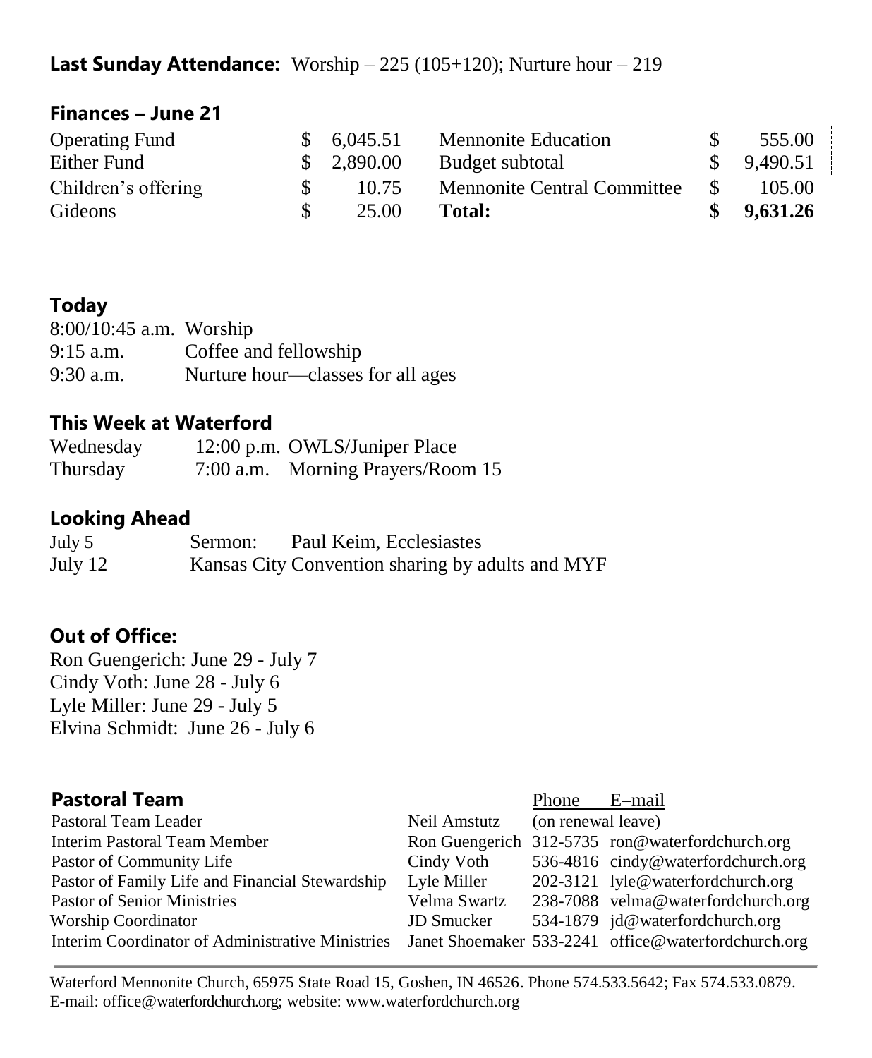**Last Sunday Attendance:** Worship – 225 (105+120); Nurture hour – 219

## Finances – June 21

| | | | |
|---|---|---|---|
| Operating Fund | $ 6,045.51 | Mennonite Education | $ 555.00 |
| Either Fund | $ 2,890.00 | Budget subtotal | $ 9,490.51 |
| Children's offering | $ 10.75 | Mennonite Central Committee | $ 105.00 |
| Gideons | $ 25.00 | **Total:** | **$ 9,631.26** |

## Today

| | |
|---|---|
| 8:00/10:45 a.m. | Worship |
| 9:15 a.m. | Coffee and fellowship |
| 9:30 a.m. | Nurture hour—classes for all ages |

## This Week at Waterford

| | | |
|---|---|---|
| Wednesday | 12:00 p.m. | OWLS/Juniper Place |
| Thursday | 7:00 a.m. | Morning Prayers/Room 15 |

## Looking Ahead

| | |
|---|---|
| July 5 | Sermon: Paul Keim, Ecclesiastes |
| July 12 | Kansas City Convention sharing by adults and MYF |

## Out of Office:

Ron Guengerich: June 29 - July 7
Cindy Voth: June 28 - July 6
Lyle Miller: June 29 - July 5
Elvina Schmidt: June 26 - July 6

## Pastoral Team

| | | Phone | E–mail |
|---|---|---|---|
| Pastoral Team Leader | Neil Amstutz | (on renewal leave) | |
| Interim Pastoral Team Member | Ron Guengerich | 312-5735 | ron@waterfordchurch.org |
| Pastor of Community Life | Cindy Voth | 536-4816 | cindy@waterfordchurch.org |
| Pastor of Family Life and Financial Stewardship | Lyle Miller | 202-3121 | lyle@waterfordchurch.org |
| Pastor of Senior Ministries | Velma Swartz | 238-7088 | velma@waterfordchurch.org |
| Worship Coordinator | JD Smucker | 534-1879 | jd@waterfordchurch.org |
| Interim Coordinator of Administrative Ministries | Janet Shoemaker | 533-2241 | office@waterfordchurch.org |

---

Waterford Mennonite Church, 65975 State Road 15, Goshen, IN 46526. Phone 574.533.5642; Fax 574.533.0879. E-mail: office@waterfordchurch.org; website: www.waterfordchurch.org